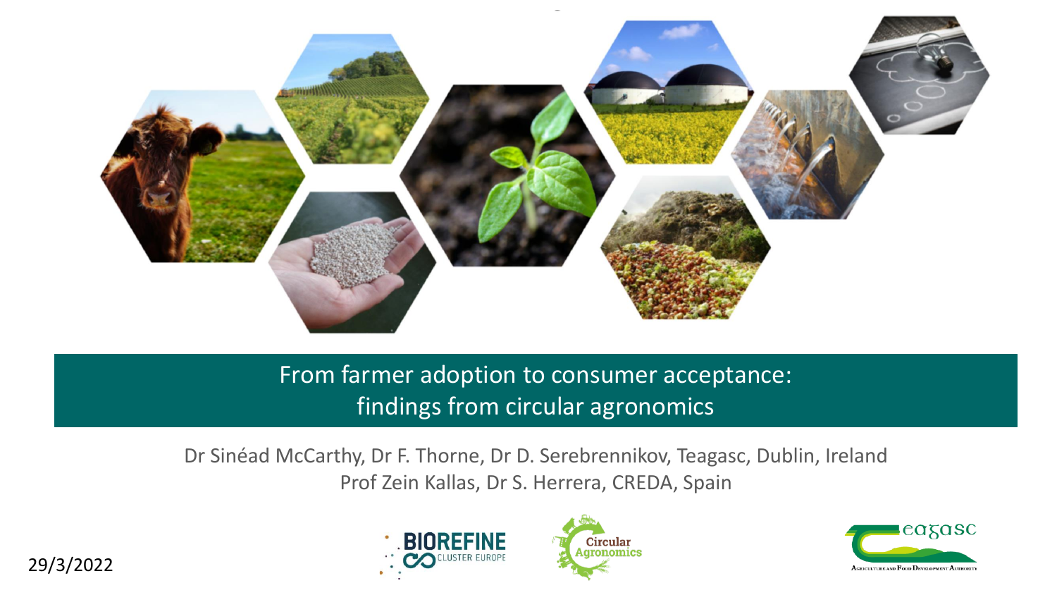# From farmer adoption to consumer acceptance: findings from circular agronomics

Dr Sinéad McCarthy, Dr F. Thorne, Dr D. Serebrennikov, Teagasc, Dublin, Ireland

Prof Zein Kallas, Dr S. Herrera, CREDA, Spain

29/3/2022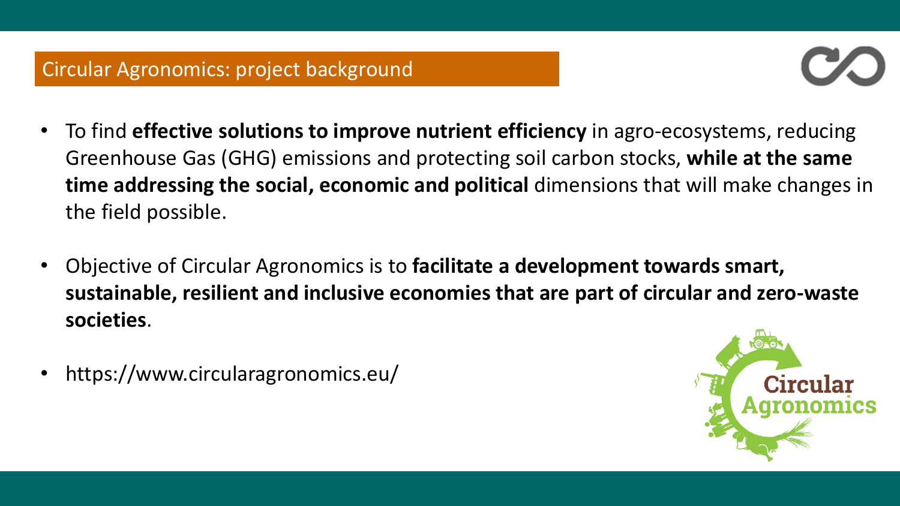## Circular Agronomics: project background

- To find **effective solutions to improve nutrient efficiency** in agro-ecosystems, reducing Greenhouse Gas (GHG) emissions and protecting soil carbon stocks, **while at the same time addressing the social, economic and political** dimensions that will make changes in the field possible.
- Objective of Circular Agronomics is to **facilitate a development towards smart, sustainable, resilient and inclusive economies that are part of circular and zero-waste societies**.
- https://www.circularagronomics.eu/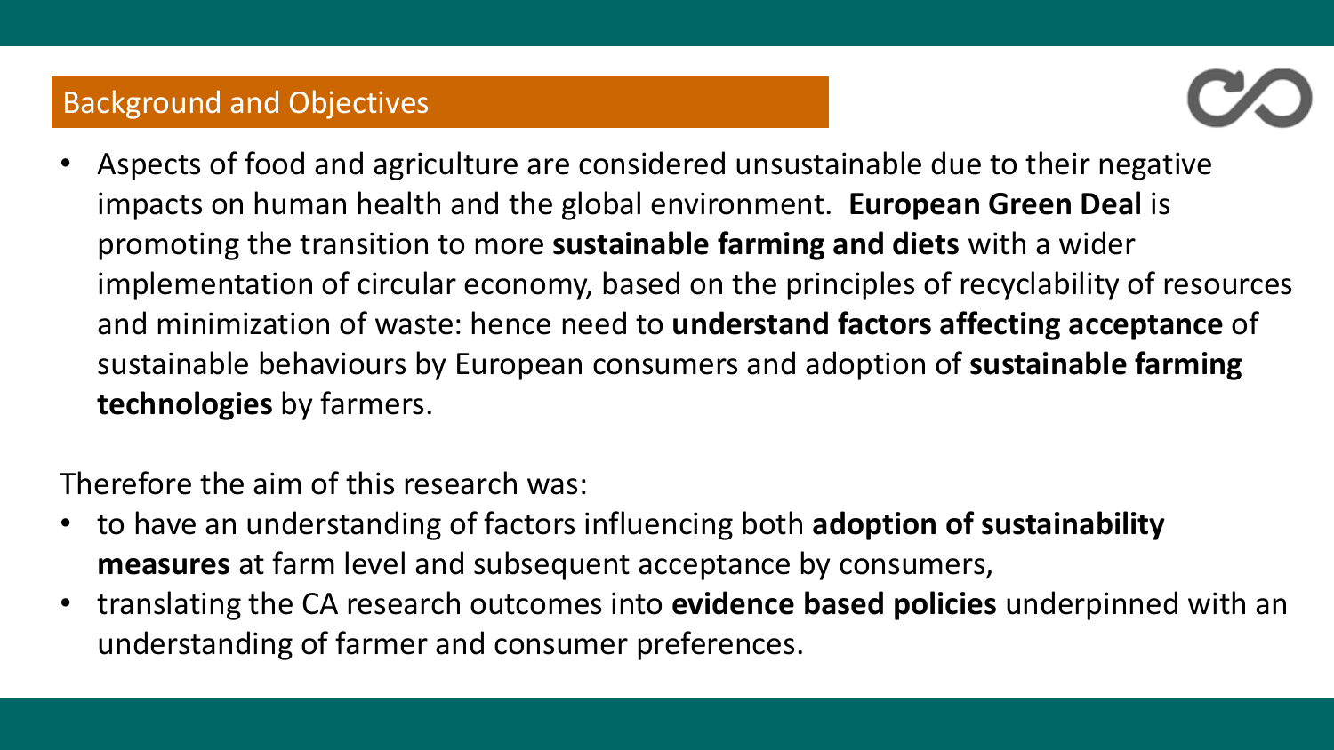## Background and Objectives

- Aspects of food and agriculture are considered unsustainable due to their negative impacts on human health and the global environment. **European Green Deal** is promoting the transition to more **sustainable farming and diets** with a wider implementation of circular economy, based on the principles of recyclability of resources and minimization of waste: hence need to **understand factors affecting acceptance** of sustainable behaviours by European consumers and adoption of **sustainable farming technologies** by farmers.

Therefore the aim of this research was:

- to have an understanding of factors influencing both **adoption of sustainability measures** at farm level and subsequent acceptance by consumers,
- translating the CA research outcomes into **evidence based policies** underpinned with an understanding of farmer and consumer preferences.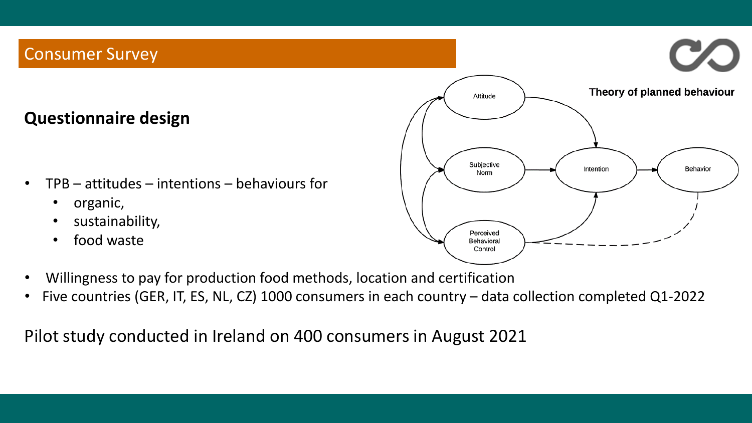## Consumer Survey

### Questionnaire design

- TPB – attitudes – intentions – behaviours for
  - organic,
  - sustainability,
  - food waste
- Willingness to pay for production food methods, location and certification
- Five countries (GER, IT, ES, NL, CZ) 1000 consumers in each country – data collection completed Q1-2022

**Theory of planned behaviour**

Attitude

Subjective Norm

Perceived Behavioral Control

Intention

Behavior

Pilot study conducted in Ireland on 400 consumers in August 2021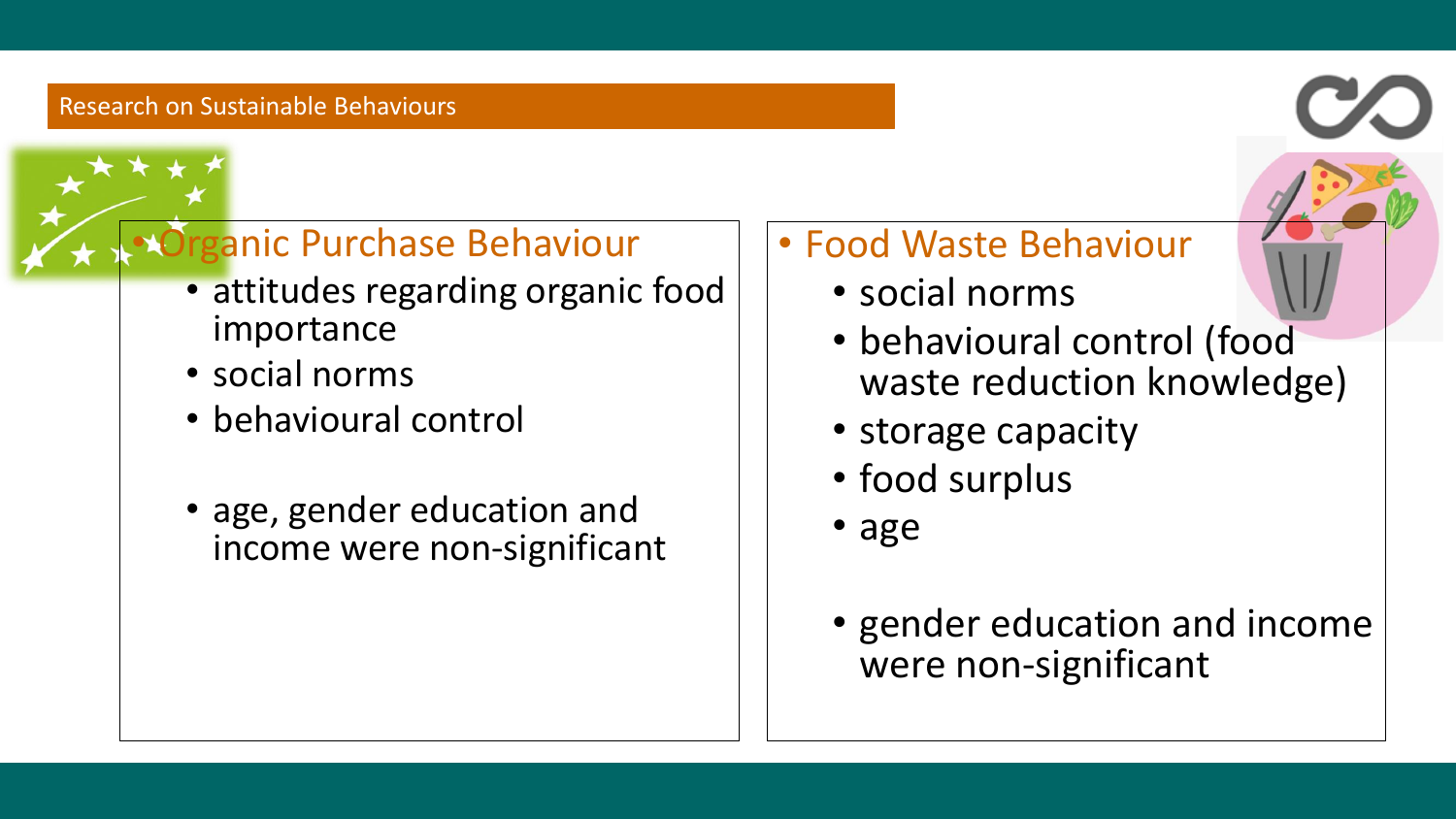## Research on Sustainable Behaviours

- Organic Purchase Behaviour
  - attitudes regarding organic food importance
  - social norms
  - behavioural control
  - age, gender education and income were non-significant

- Food Waste Behaviour
  - social norms
  - behavioural control (food waste reduction knowledge)
  - storage capacity
  - food surplus
  - age
  - gender education and income were non-significant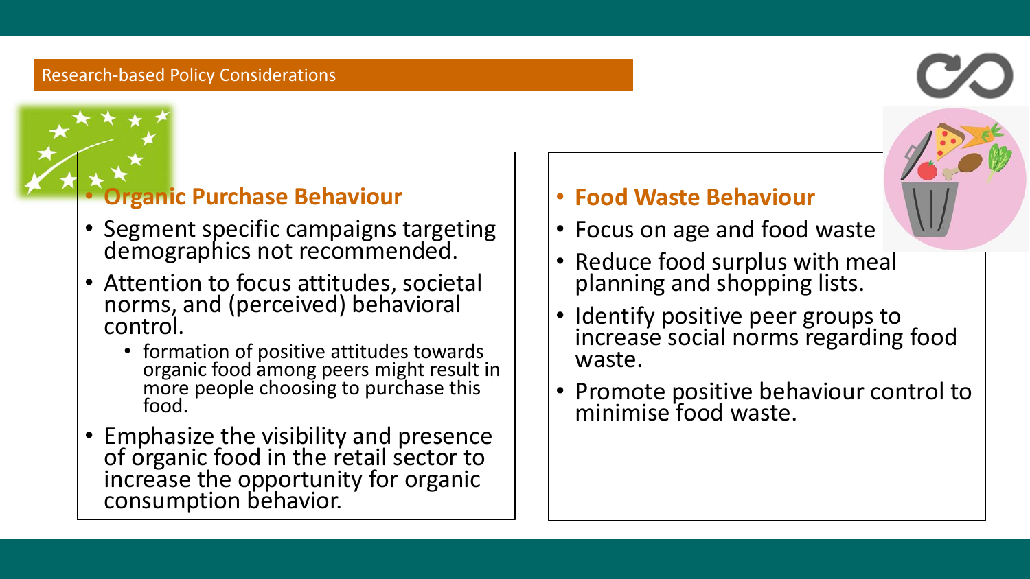## Research-based Policy Considerations

### Organic Purchase Behaviour

- Segment specific campaigns targeting demographics not recommended.
- Attention to focus attitudes, societal norms, and (perceived) behavioral control.
  - formation of positive attitudes towards organic food among peers might result in more people choosing to purchase this food.
- Emphasize the visibility and presence of organic food in the retail sector to increase the opportunity for organic consumption behavior.

### Food Waste Behaviour

- Focus on age and food waste
- Reduce food surplus with meal planning and shopping lists.
- Identify positive peer groups to increase social norms regarding food waste.
- Promote positive behaviour control to minimise food waste.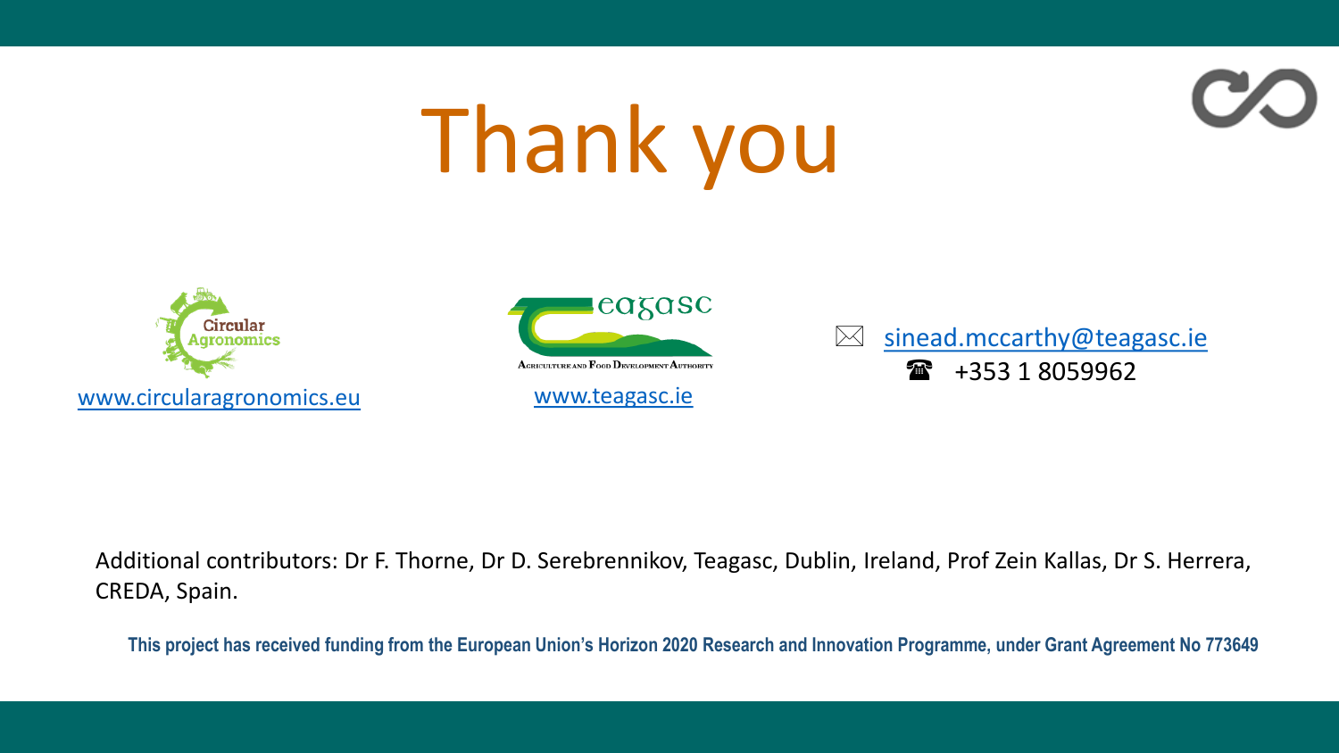# Thank you

Circular Agronomics

www.circularagronomics.eu

teagasc

Agriculture and Food Development Authority

www.teagasc.ie

✉ sinead.mccarthy@teagasc.ie

☎ +353 1 8059962

Additional contributors: Dr F. Thorne, Dr D. Serebrennikov, Teagasc, Dublin, Ireland, Prof Zein Kallas, Dr S. Herrera, CREDA, Spain.

**This project has received funding from the European Union's Horizon 2020 Research and Innovation Programme, under Grant Agreement No 773649**